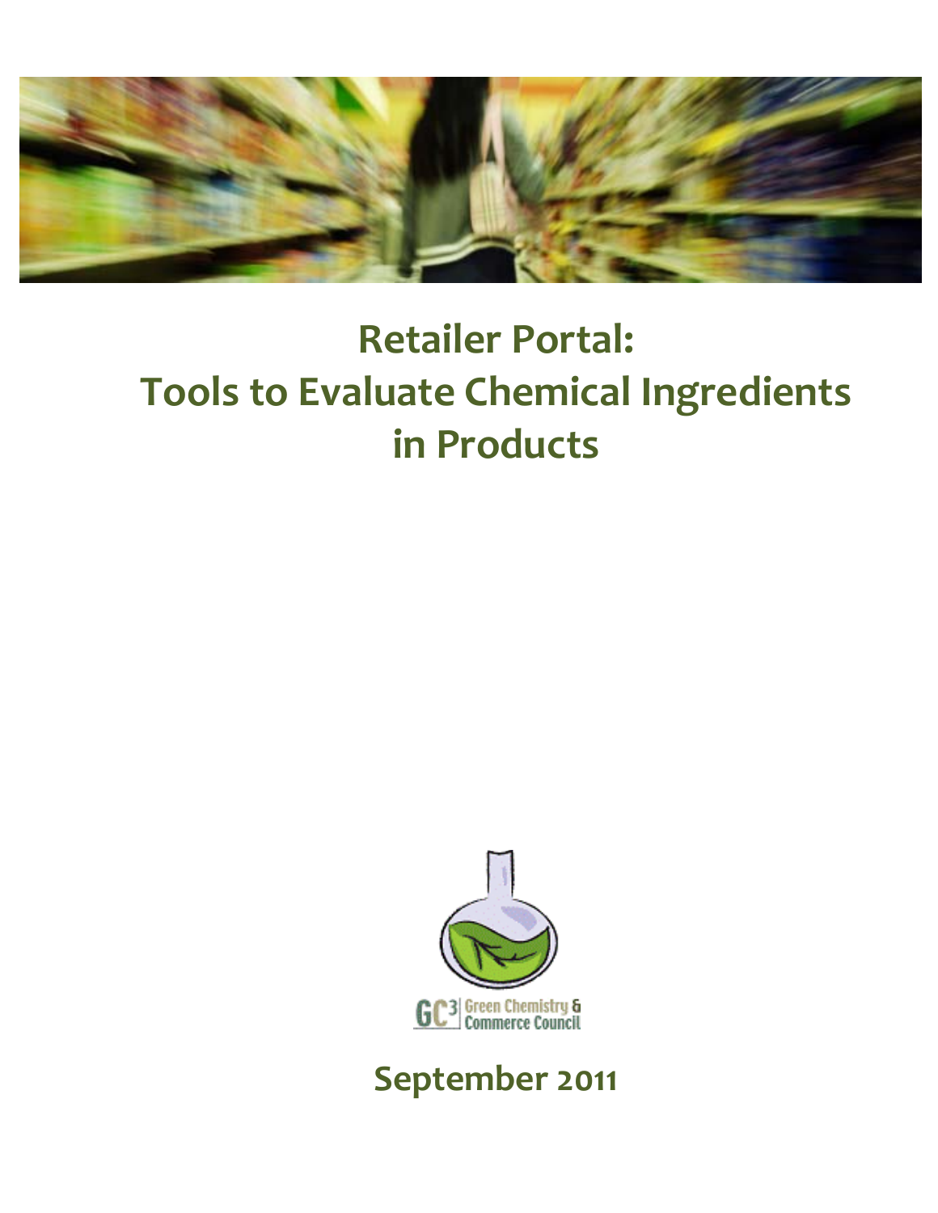# Retailer Portal: Tools to Evaluate Chemical Ingredients in Products

GC3 Green Chemistry & Commerce Council

September 2011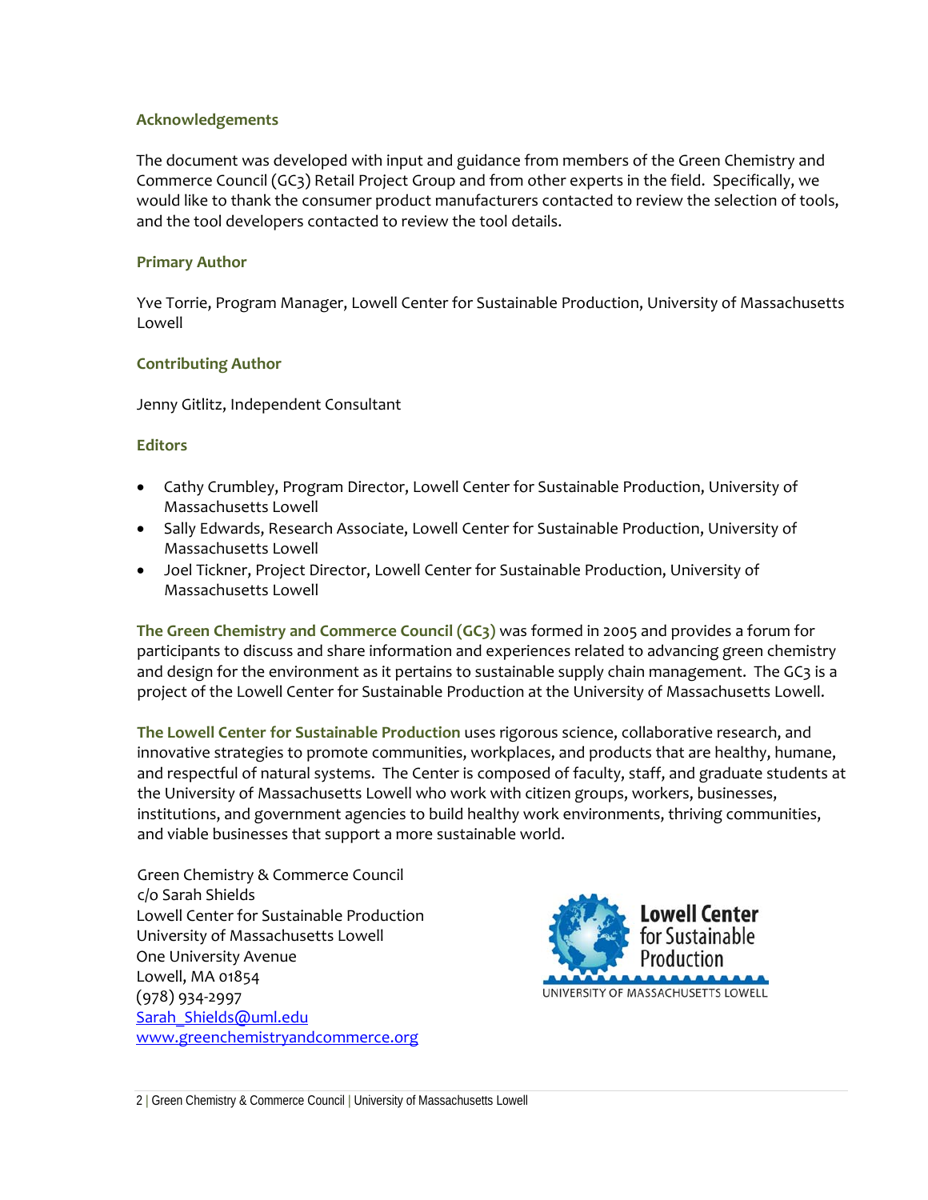### Acknowledgements

The document was developed with input and guidance from members of the Green Chemistry and Commerce Council (GC3) Retail Project Group and from other experts in the field. Specifically, we would like to thank the consumer product manufacturers contacted to review the selection of tools, and the tool developers contacted to review the tool details.

### Primary Author

Yve Torrie, Program Manager, Lowell Center for Sustainable Production, University of Massachusetts Lowell

### Contributing Author

Jenny Gitlitz, Independent Consultant

### Editors

- Cathy Crumbley, Program Director, Lowell Center for Sustainable Production, University of Massachusetts Lowell
- Sally Edwards, Research Associate, Lowell Center for Sustainable Production, University of Massachusetts Lowell
- Joel Tickner, Project Director, Lowell Center for Sustainable Production, University of Massachusetts Lowell

**The Green Chemistry and Commerce Council (GC3)** was formed in 2005 and provides a forum for participants to discuss and share information and experiences related to advancing green chemistry and design for the environment as it pertains to sustainable supply chain management. The GC3 is a project of the Lowell Center for Sustainable Production at the University of Massachusetts Lowell.

**The Lowell Center for Sustainable Production** uses rigorous science, collaborative research, and innovative strategies to promote communities, workplaces, and products that are healthy, humane, and respectful of natural systems. The Center is composed of faculty, staff, and graduate students at the University of Massachusetts Lowell who work with citizen groups, workers, businesses, institutions, and government agencies to build healthy work environments, thriving communities, and viable businesses that support a more sustainable world.

Green Chemistry & Commerce Council
c/o Sarah Shields
Lowell Center for Sustainable Production
University of Massachusetts Lowell
One University Avenue
Lowell, MA 01854
(978) 934-2997
Sarah_Shields@uml.edu
www.greenchemistryandcommerce.org

Lowell Center for Sustainable Production
UNIVERSITY OF MASSACHUSETTS LOWELL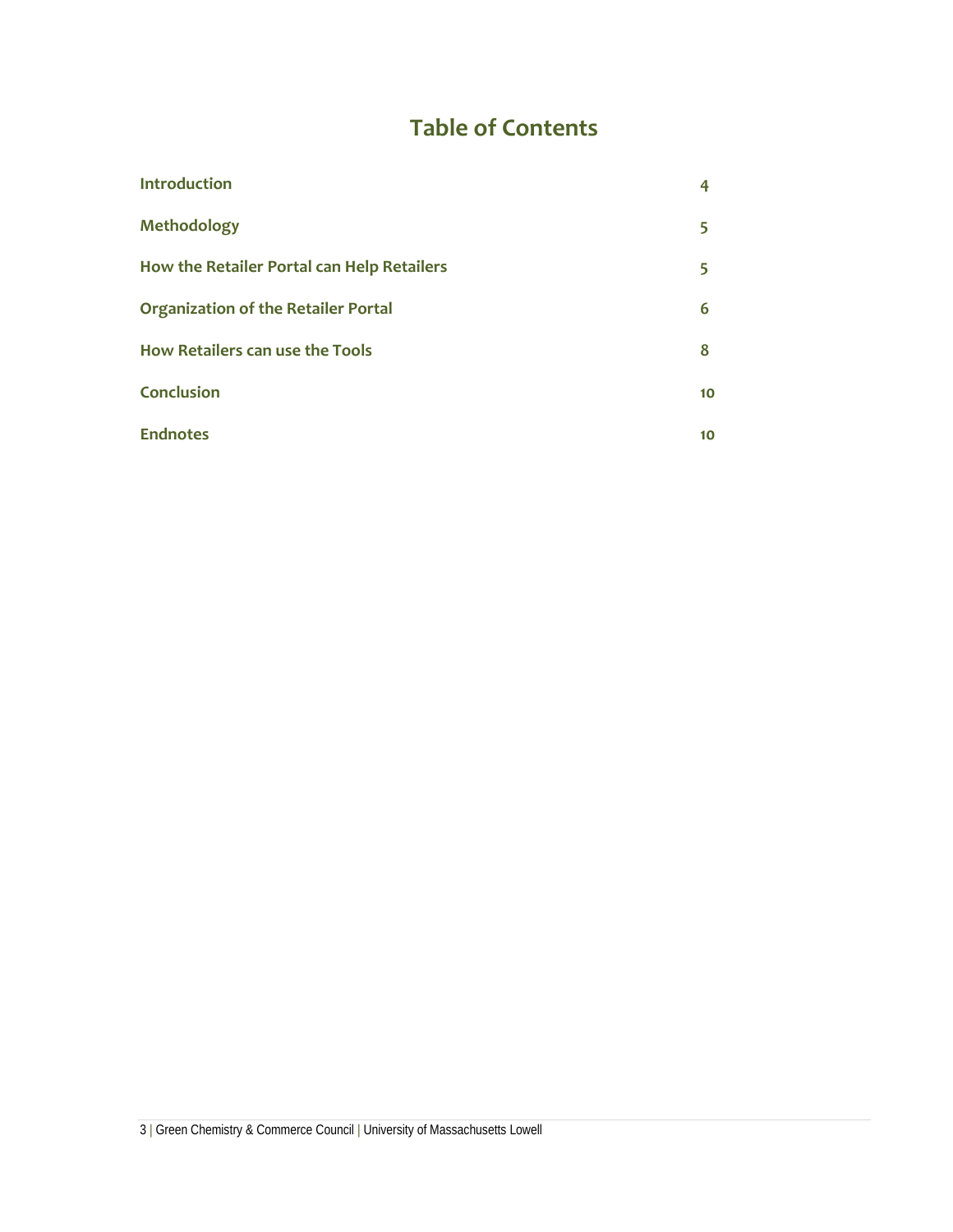# Table of Contents

| | |
|---|---|
| **Introduction** | **4** |
| **Methodology** | **5** |
| **How the Retailer Portal can Help Retailers** | **5** |
| **Organization of the Retailer Portal** | **6** |
| **How Retailers can use the Tools** | **8** |
| **Conclusion** | **10** |
| **Endnotes** | **10** |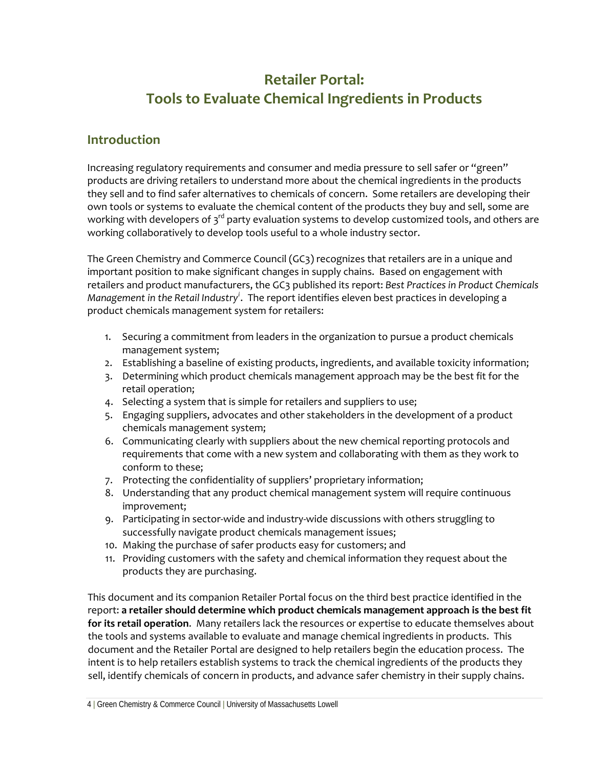# Retailer Portal: Tools to Evaluate Chemical Ingredients in Products

## Introduction

Increasing regulatory requirements and consumer and media pressure to sell safer or "green" products are driving retailers to understand more about the chemical ingredients in the products they sell and to find safer alternatives to chemicals of concern. Some retailers are developing their own tools or systems to evaluate the chemical content of the products they buy and sell, some are working with developers of 3rd party evaluation systems to develop customized tools, and others are working collaboratively to develop tools useful to a whole industry sector.

The Green Chemistry and Commerce Council (GC3) recognizes that retailers are in a unique and important position to make significant changes in supply chains. Based on engagement with retailers and product manufacturers, the GC3 published its report: *Best Practices in Product Chemicals Management in the Retail Industry*[i]. The report identifies eleven best practices in developing a product chemicals management system for retailers:

1. Securing a commitment from leaders in the organization to pursue a product chemicals management system;
2. Establishing a baseline of existing products, ingredients, and available toxicity information;
3. Determining which product chemicals management approach may be the best fit for the retail operation;
4. Selecting a system that is simple for retailers and suppliers to use;
5. Engaging suppliers, advocates and other stakeholders in the development of a product chemicals management system;
6. Communicating clearly with suppliers about the new chemical reporting protocols and requirements that come with a new system and collaborating with them as they work to conform to these;
7. Protecting the confidentiality of suppliers' proprietary information;
8. Understanding that any product chemical management system will require continuous improvement;
9. Participating in sector-wide and industry-wide discussions with others struggling to successfully navigate product chemicals management issues;
10. Making the purchase of safer products easy for customers; and
11. Providing customers with the safety and chemical information they request about the products they are purchasing.

This document and its companion Retailer Portal focus on the third best practice identified in the report: **a retailer should determine which product chemicals management approach is the best fit for its retail operation**. Many retailers lack the resources or expertise to educate themselves about the tools and systems available to evaluate and manage chemical ingredients in products. This document and the Retailer Portal are designed to help retailers begin the education process. The intent is to help retailers establish systems to track the chemical ingredients of the products they sell, identify chemicals of concern in products, and advance safer chemistry in their supply chains.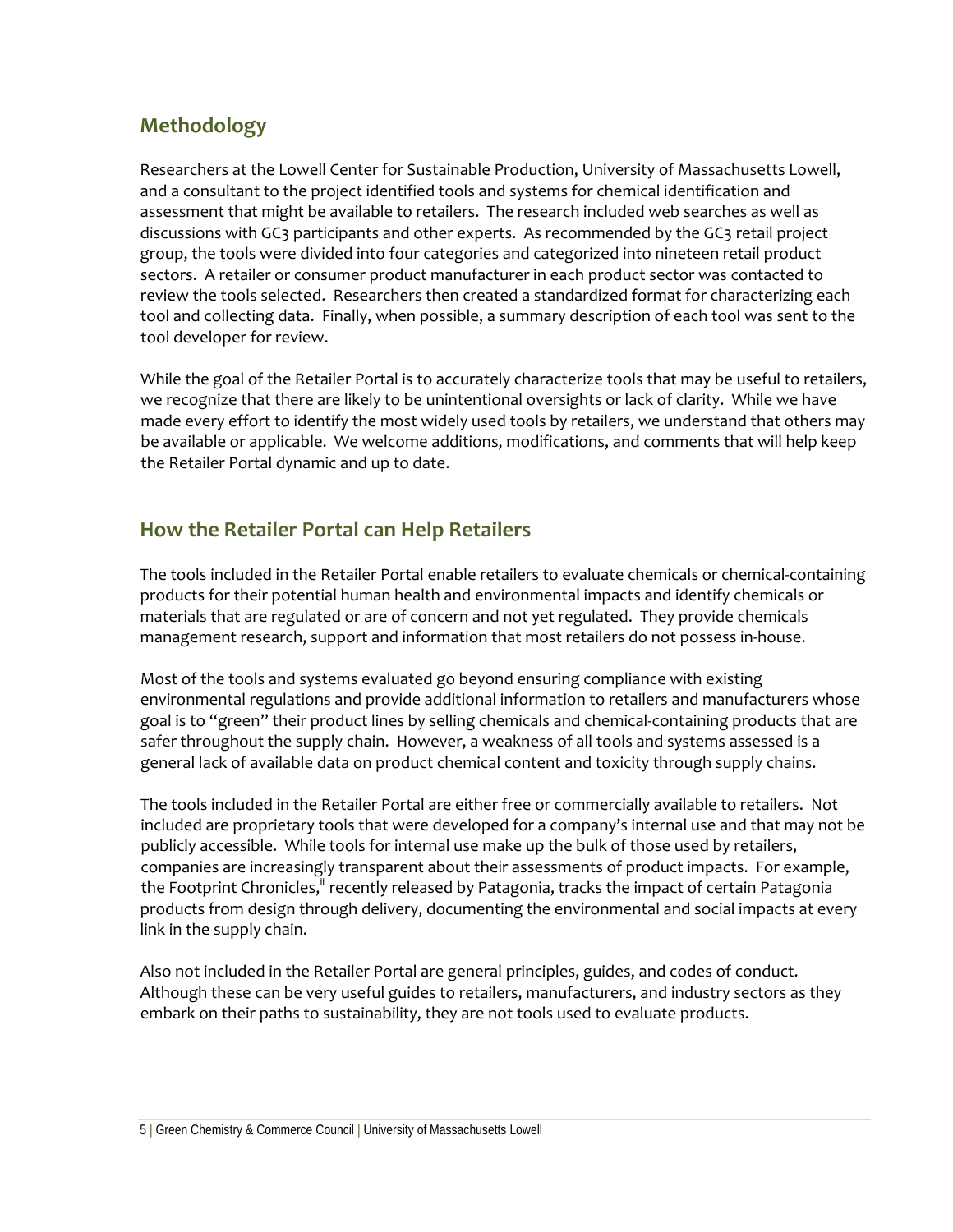## Methodology

Researchers at the Lowell Center for Sustainable Production, University of Massachusetts Lowell, and a consultant to the project identified tools and systems for chemical identification and assessment that might be available to retailers. The research included web searches as well as discussions with GC3 participants and other experts. As recommended by the GC3 retail project group, the tools were divided into four categories and categorized into nineteen retail product sectors. A retailer or consumer product manufacturer in each product sector was contacted to review the tools selected. Researchers then created a standardized format for characterizing each tool and collecting data. Finally, when possible, a summary description of each tool was sent to the tool developer for review.

While the goal of the Retailer Portal is to accurately characterize tools that may be useful to retailers, we recognize that there are likely to be unintentional oversights or lack of clarity. While we have made every effort to identify the most widely used tools by retailers, we understand that others may be available or applicable. We welcome additions, modifications, and comments that will help keep the Retailer Portal dynamic and up to date.

## How the Retailer Portal can Help Retailers

The tools included in the Retailer Portal enable retailers to evaluate chemicals or chemical-containing products for their potential human health and environmental impacts and identify chemicals or materials that are regulated or are of concern and not yet regulated. They provide chemicals management research, support and information that most retailers do not possess in-house.

Most of the tools and systems evaluated go beyond ensuring compliance with existing environmental regulations and provide additional information to retailers and manufacturers whose goal is to "green" their product lines by selling chemicals and chemical-containing products that are safer throughout the supply chain. However, a weakness of all tools and systems assessed is a general lack of available data on product chemical content and toxicity through supply chains.

The tools included in the Retailer Portal are either free or commercially available to retailers. Not included are proprietary tools that were developed for a company's internal use and that may not be publicly accessible. While tools for internal use make up the bulk of those used by retailers, companies are increasingly transparent about their assessments of product impacts. For example, the Footprint Chronicles,[ii] recently released by Patagonia, tracks the impact of certain Patagonia products from design through delivery, documenting the environmental and social impacts at every link in the supply chain.

Also not included in the Retailer Portal are general principles, guides, and codes of conduct. Although these can be very useful guides to retailers, manufacturers, and industry sectors as they embark on their paths to sustainability, they are not tools used to evaluate products.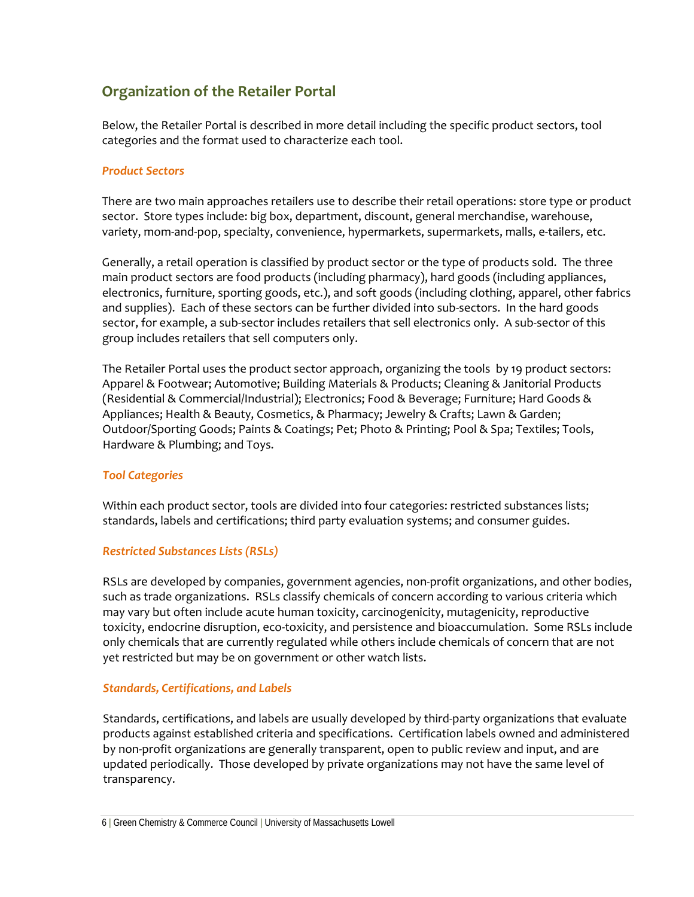## Organization of the Retailer Portal

Below, the Retailer Portal is described in more detail including the specific product sectors, tool categories and the format used to characterize each tool.

### *Product Sectors*

There are two main approaches retailers use to describe their retail operations: store type or product sector. Store types include: big box, department, discount, general merchandise, warehouse, variety, mom-and-pop, specialty, convenience, hypermarkets, supermarkets, malls, e-tailers, etc.

Generally, a retail operation is classified by product sector or the type of products sold. The three main product sectors are food products (including pharmacy), hard goods (including appliances, electronics, furniture, sporting goods, etc.), and soft goods (including clothing, apparel, other fabrics and supplies). Each of these sectors can be further divided into sub-sectors. In the hard goods sector, for example, a sub-sector includes retailers that sell electronics only. A sub-sector of this group includes retailers that sell computers only.

The Retailer Portal uses the product sector approach, organizing the tools by 19 product sectors: Apparel & Footwear; Automotive; Building Materials & Products; Cleaning & Janitorial Products (Residential & Commercial/Industrial); Electronics; Food & Beverage; Furniture; Hard Goods & Appliances; Health & Beauty, Cosmetics, & Pharmacy; Jewelry & Crafts; Lawn & Garden; Outdoor/Sporting Goods; Paints & Coatings; Pet; Photo & Printing; Pool & Spa; Textiles; Tools, Hardware & Plumbing; and Toys.

### *Tool Categories*

Within each product sector, tools are divided into four categories: restricted substances lists; standards, labels and certifications; third party evaluation systems; and consumer guides.

### *Restricted Substances Lists (RSLs)*

RSLs are developed by companies, government agencies, non-profit organizations, and other bodies, such as trade organizations. RSLs classify chemicals of concern according to various criteria which may vary but often include acute human toxicity, carcinogenicity, mutagenicity, reproductive toxicity, endocrine disruption, eco-toxicity, and persistence and bioaccumulation. Some RSLs include only chemicals that are currently regulated while others include chemicals of concern that are not yet restricted but may be on government or other watch lists.

### *Standards, Certifications, and Labels*

Standards, certifications, and labels are usually developed by third-party organizations that evaluate products against established criteria and specifications. Certification labels owned and administered by non-profit organizations are generally transparent, open to public review and input, and are updated periodically. Those developed by private organizations may not have the same level of transparency.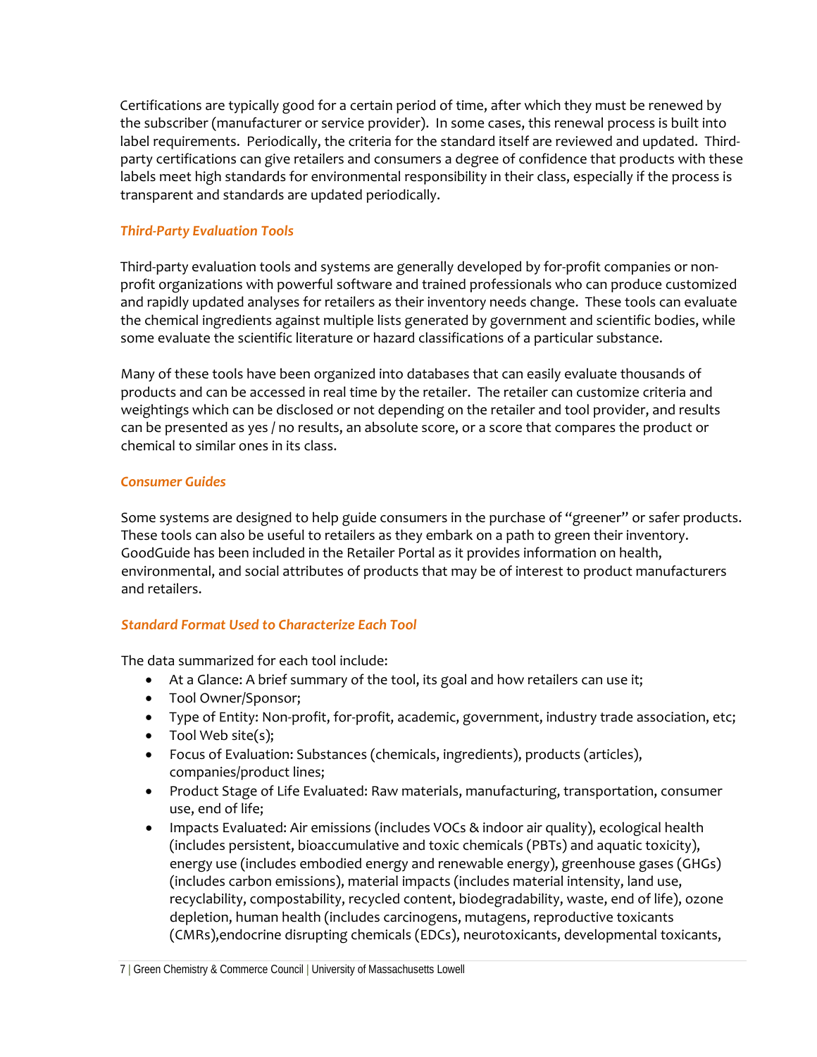Certifications are typically good for a certain period of time, after which they must be renewed by the subscriber (manufacturer or service provider). In some cases, this renewal process is built into label requirements. Periodically, the criteria for the standard itself are reviewed and updated. Third-party certifications can give retailers and consumers a degree of confidence that products with these labels meet high standards for environmental responsibility in their class, especially if the process is transparent and standards are updated periodically.

### *Third-Party Evaluation Tools*

Third-party evaluation tools and systems are generally developed by for-profit companies or non-profit organizations with powerful software and trained professionals who can produce customized and rapidly updated analyses for retailers as their inventory needs change. These tools can evaluate the chemical ingredients against multiple lists generated by government and scientific bodies, while some evaluate the scientific literature or hazard classifications of a particular substance.

Many of these tools have been organized into databases that can easily evaluate thousands of products and can be accessed in real time by the retailer. The retailer can customize criteria and weightings which can be disclosed or not depending on the retailer and tool provider, and results can be presented as yes / no results, an absolute score, or a score that compares the product or chemical to similar ones in its class.

### *Consumer Guides*

Some systems are designed to help guide consumers in the purchase of "greener" or safer products. These tools can also be useful to retailers as they embark on a path to green their inventory. GoodGuide has been included in the Retailer Portal as it provides information on health, environmental, and social attributes of products that may be of interest to product manufacturers and retailers.

### *Standard Format Used to Characterize Each Tool*

The data summarized for each tool include:

- At a Glance: A brief summary of the tool, its goal and how retailers can use it;
- Tool Owner/Sponsor;
- Type of Entity: Non-profit, for-profit, academic, government, industry trade association, etc;
- Tool Web site(s);
- Focus of Evaluation: Substances (chemicals, ingredients), products (articles), companies/product lines;
- Product Stage of Life Evaluated: Raw materials, manufacturing, transportation, consumer use, end of life;
- Impacts Evaluated: Air emissions (includes VOCs & indoor air quality), ecological health (includes persistent, bioaccumulative and toxic chemicals (PBTs) and aquatic toxicity), energy use (includes embodied energy and renewable energy), greenhouse gases (GHGs) (includes carbon emissions), material impacts (includes material intensity, land use, recyclability, compostability, recycled content, biodegradability, waste, end of life), ozone depletion, human health (includes carcinogens, mutagens, reproductive toxicants (CMRs),endocrine disrupting chemicals (EDCs), neurotoxicants, developmental toxicants,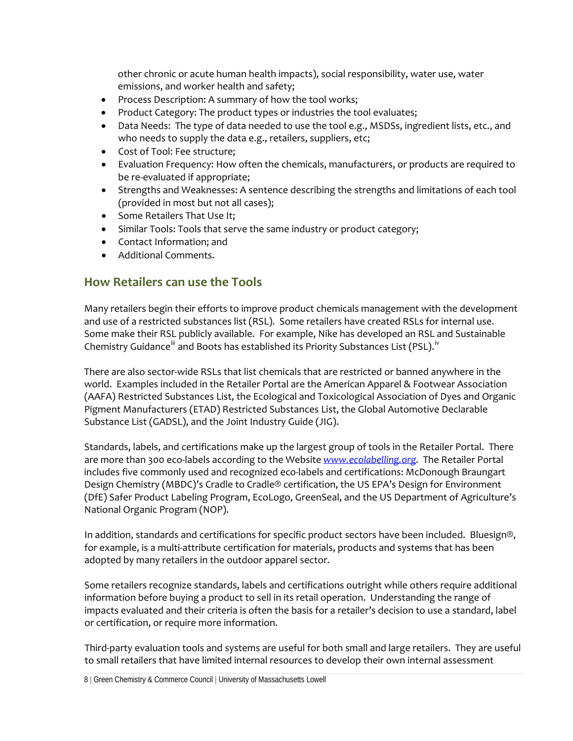other chronic or acute human health impacts), social responsibility, water use, water emissions, and worker health and safety;

- Process Description: A summary of how the tool works;
- Product Category: The product types or industries the tool evaluates;
- Data Needs: The type of data needed to use the tool e.g., MSDSs, ingredient lists, etc., and who needs to supply the data e.g., retailers, suppliers, etc;
- Cost of Tool: Fee structure;
- Evaluation Frequency: How often the chemicals, manufacturers, or products are required to be re-evaluated if appropriate;
- Strengths and Weaknesses: A sentence describing the strengths and limitations of each tool (provided in most but not all cases);
- Some Retailers That Use It;
- Similar Tools: Tools that serve the same industry or product category;
- Contact Information; and
- Additional Comments.

## How Retailers can use the Tools

Many retailers begin their efforts to improve product chemicals management with the development and use of a restricted substances list (RSL). Some retailers have created RSLs for internal use. Some make their RSL publicly available. For example, Nike has developed an RSL and Sustainable Chemistry Guidance[iii] and Boots has established its Priority Substances List (PSL).[iv]

There are also sector-wide RSLs that list chemicals that are restricted or banned anywhere in the world. Examples included in the Retailer Portal are the American Apparel & Footwear Association (AAFA) Restricted Substances List, the Ecological and Toxicological Association of Dyes and Organic Pigment Manufacturers (ETAD) Restricted Substances List, the Global Automotive Declarable Substance List (GADSL), and the Joint Industry Guide (JIG).

Standards, labels, and certifications make up the largest group of tools in the Retailer Portal. There are more than 300 eco-labels according to the Website *www.ecolabelling.org*. The Retailer Portal includes five commonly used and recognized eco-labels and certifications: McDonough Braungart Design Chemistry (MBDC)'s Cradle to Cradle® certification, the US EPA's Design for Environment (DfE) Safer Product Labeling Program, EcoLogo, GreenSeal, and the US Department of Agriculture's National Organic Program (NOP).

In addition, standards and certifications for specific product sectors have been included. Bluesign®, for example, is a multi-attribute certification for materials, products and systems that has been adopted by many retailers in the outdoor apparel sector.

Some retailers recognize standards, labels and certifications outright while others require additional information before buying a product to sell in its retail operation. Understanding the range of impacts evaluated and their criteria is often the basis for a retailer's decision to use a standard, label or certification, or require more information.

Third-party evaluation tools and systems are useful for both small and large retailers. They are useful to small retailers that have limited internal resources to develop their own internal assessment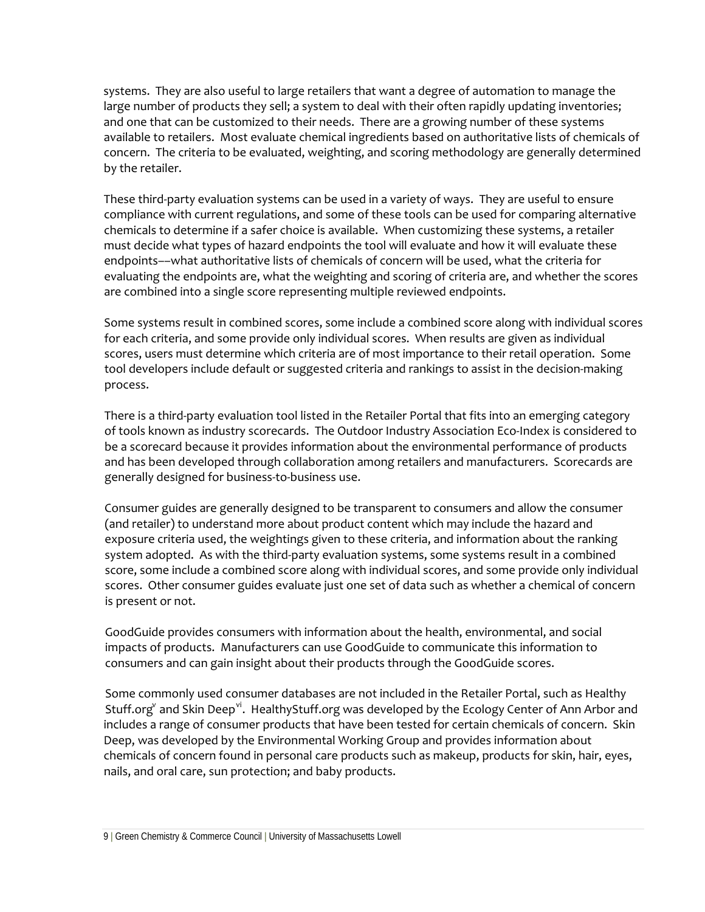systems. They are also useful to large retailers that want a degree of automation to manage the large number of products they sell; a system to deal with their often rapidly updating inventories; and one that can be customized to their needs. There are a growing number of these systems available to retailers. Most evaluate chemical ingredients based on authoritative lists of chemicals of concern. The criteria to be evaluated, weighting, and scoring methodology are generally determined by the retailer.

These third-party evaluation systems can be used in a variety of ways. They are useful to ensure compliance with current regulations, and some of these tools can be used for comparing alternative chemicals to determine if a safer choice is available. When customizing these systems, a retailer must decide what types of hazard endpoints the tool will evaluate and how it will evaluate these endpoints––what authoritative lists of chemicals of concern will be used, what the criteria for evaluating the endpoints are, what the weighting and scoring of criteria are, and whether the scores are combined into a single score representing multiple reviewed endpoints.

Some systems result in combined scores, some include a combined score along with individual scores for each criteria, and some provide only individual scores. When results are given as individual scores, users must determine which criteria are of most importance to their retail operation. Some tool developers include default or suggested criteria and rankings to assist in the decision-making process.

There is a third-party evaluation tool listed in the Retailer Portal that fits into an emerging category of tools known as industry scorecards. The Outdoor Industry Association Eco-Index is considered to be a scorecard because it provides information about the environmental performance of products and has been developed through collaboration among retailers and manufacturers. Scorecards are generally designed for business-to-business use.

Consumer guides are generally designed to be transparent to consumers and allow the consumer (and retailer) to understand more about product content which may include the hazard and exposure criteria used, the weightings given to these criteria, and information about the ranking system adopted. As with the third-party evaluation systems, some systems result in a combined score, some include a combined score along with individual scores, and some provide only individual scores. Other consumer guides evaluate just one set of data such as whether a chemical of concern is present or not.

GoodGuide provides consumers with information about the health, environmental, and social impacts of products. Manufacturers can use GoodGuide to communicate this information to consumers and can gain insight about their products through the GoodGuide scores.

Some commonly used consumer databases are not included in the Retailer Portal, such as Healthy Stuff.org[v] and Skin Deep[vi]. HealthyStuff.org was developed by the Ecology Center of Ann Arbor and includes a range of consumer products that have been tested for certain chemicals of concern. Skin Deep, was developed by the Environmental Working Group and provides information about chemicals of concern found in personal care products such as makeup, products for skin, hair, eyes, nails, and oral care, sun protection; and baby products.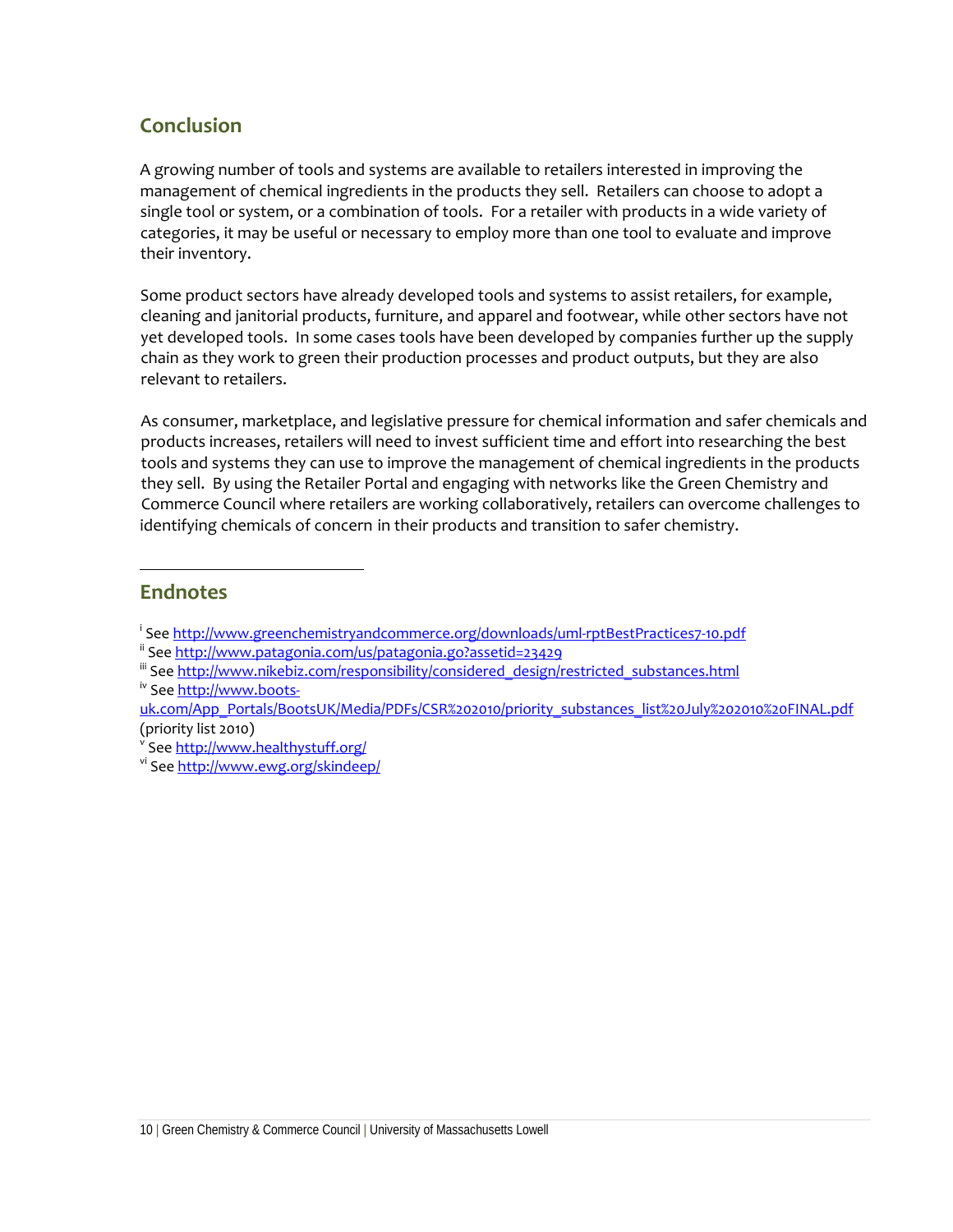## Conclusion

A growing number of tools and systems are available to retailers interested in improving the management of chemical ingredients in the products they sell. Retailers can choose to adopt a single tool or system, or a combination of tools. For a retailer with products in a wide variety of categories, it may be useful or necessary to employ more than one tool to evaluate and improve their inventory.

Some product sectors have already developed tools and systems to assist retailers, for example, cleaning and janitorial products, furniture, and apparel and footwear, while other sectors have not yet developed tools. In some cases tools have been developed by companies further up the supply chain as they work to green their production processes and product outputs, but they are also relevant to retailers.

As consumer, marketplace, and legislative pressure for chemical information and safer chemicals and products increases, retailers will need to invest sufficient time and effort into researching the best tools and systems they can use to improve the management of chemical ingredients in the products they sell. By using the Retailer Portal and engaging with networks like the Green Chemistry and Commerce Council where retailers are working collaboratively, retailers can overcome challenges to identifying chemicals of concern in their products and transition to safer chemistry.

## Endnotes

[i] See http://www.greenchemistryandcommerce.org/downloads/uml-rptBestPractices7-10.pdf

[ii] See http://www.patagonia.com/us/patagonia.go?assetid=23429

[iii] See http://www.nikebiz.com/responsibility/considered_design/restricted_substances.html

[iv] See http://www.boots-uk.com/App_Portals/BootsUK/Media/PDFs/CSR%202010/priority_substances_list%20July%202010%20FINAL.pdf (priority list 2010)

[v] See http://www.healthystuff.org/

[vi] See http://www.ewg.org/skindeep/